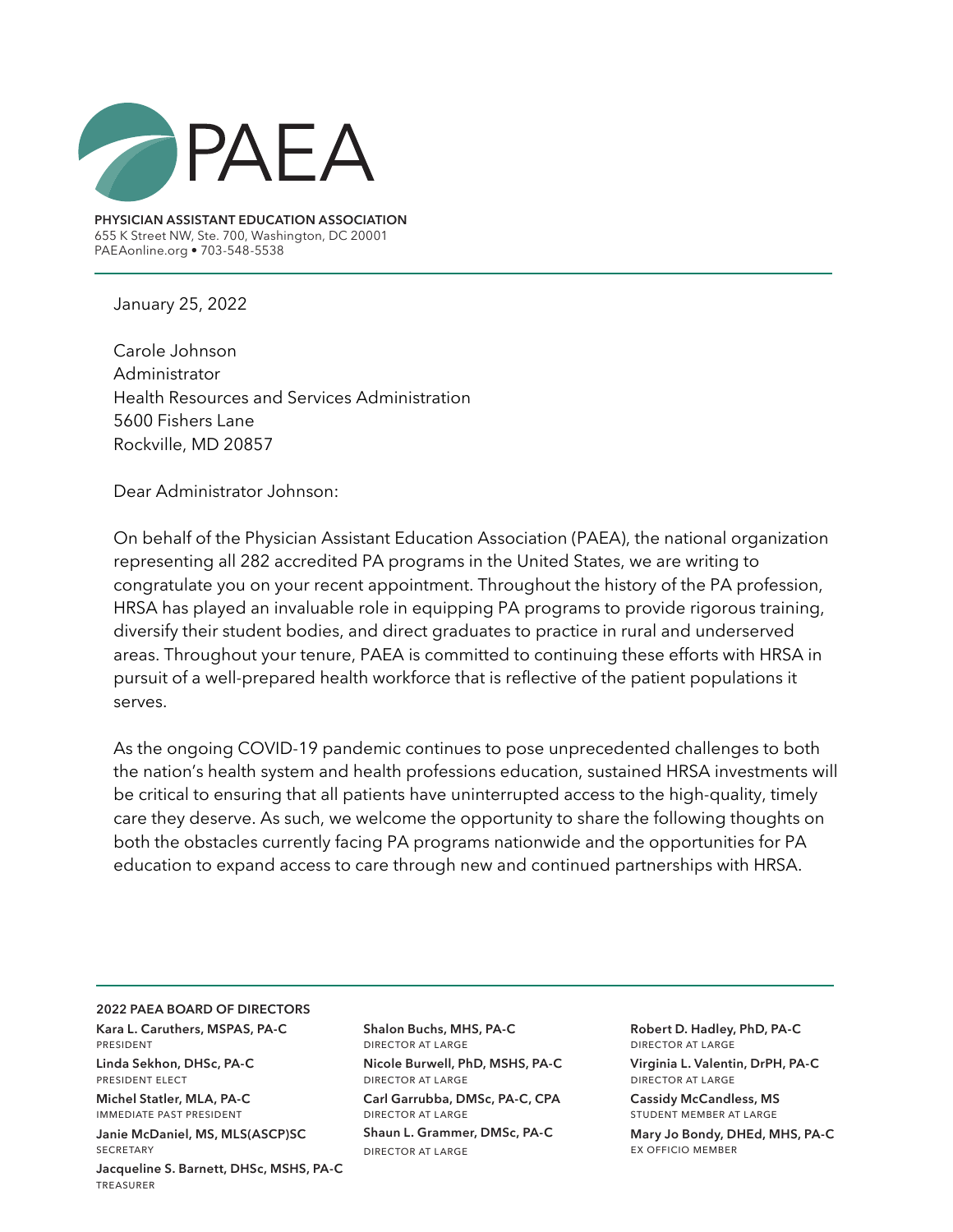# PAEA

**PHYSICIAN ASSISTANT EDUCATION ASSOCIATION**
655 K Street NW, Ste. 700, Washington, DC 20001
PAEAonline.org • 703-548-5538

January 25, 2022

Carole Johnson
Administrator
Health Resources and Services Administration
5600 Fishers Lane
Rockville, MD 20857

Dear Administrator Johnson:

On behalf of the Physician Assistant Education Association (PAEA), the national organization representing all 282 accredited PA programs in the United States, we are writing to congratulate you on your recent appointment. Throughout the history of the PA profession, HRSA has played an invaluable role in equipping PA programs to provide rigorous training, diversify their student bodies, and direct graduates to practice in rural and underserved areas. Throughout your tenure, PAEA is committed to continuing these efforts with HRSA in pursuit of a well-prepared health workforce that is reflective of the patient populations it serves.

As the ongoing COVID-19 pandemic continues to pose unprecedented challenges to both the nation's health system and health professions education, sustained HRSA investments will be critical to ensuring that all patients have uninterrupted access to the high-quality, timely care they deserve. As such, we welcome the opportunity to share the following thoughts on both the obstacles currently facing PA programs nationwide and the opportunities for PA education to expand access to care through new and continued partnerships with HRSA.

**2022 PAEA BOARD OF DIRECTORS**

**Kara L. Caruthers, MSPAS, PA-C**
PRESIDENT

**Linda Sekhon, DHSc, PA-C**
PRESIDENT ELECT

**Michel Statler, MLA, PA-C**
IMMEDIATE PAST PRESIDENT

**Janie McDaniel, MS, MLS(ASCP)SC**
SECRETARY

**Jacqueline S. Barnett, DHSc, MSHS, PA-C**
TREASURER

**Shalon Buchs, MHS, PA-C**
DIRECTOR AT LARGE

**Nicole Burwell, PhD, MSHS, PA-C**
DIRECTOR AT LARGE

**Carl Garrubba, DMSc, PA-C, CPA**
DIRECTOR AT LARGE

**Shaun L. Grammer, DMSc, PA-C**
DIRECTOR AT LARGE

**Robert D. Hadley, PhD, PA-C**
DIRECTOR AT LARGE

**Virginia L. Valentin, DrPH, PA-C**
DIRECTOR AT LARGE

**Cassidy McCandless, MS**
STUDENT MEMBER AT LARGE

**Mary Jo Bondy, DHEd, MHS, PA-C**
EX OFFICIO MEMBER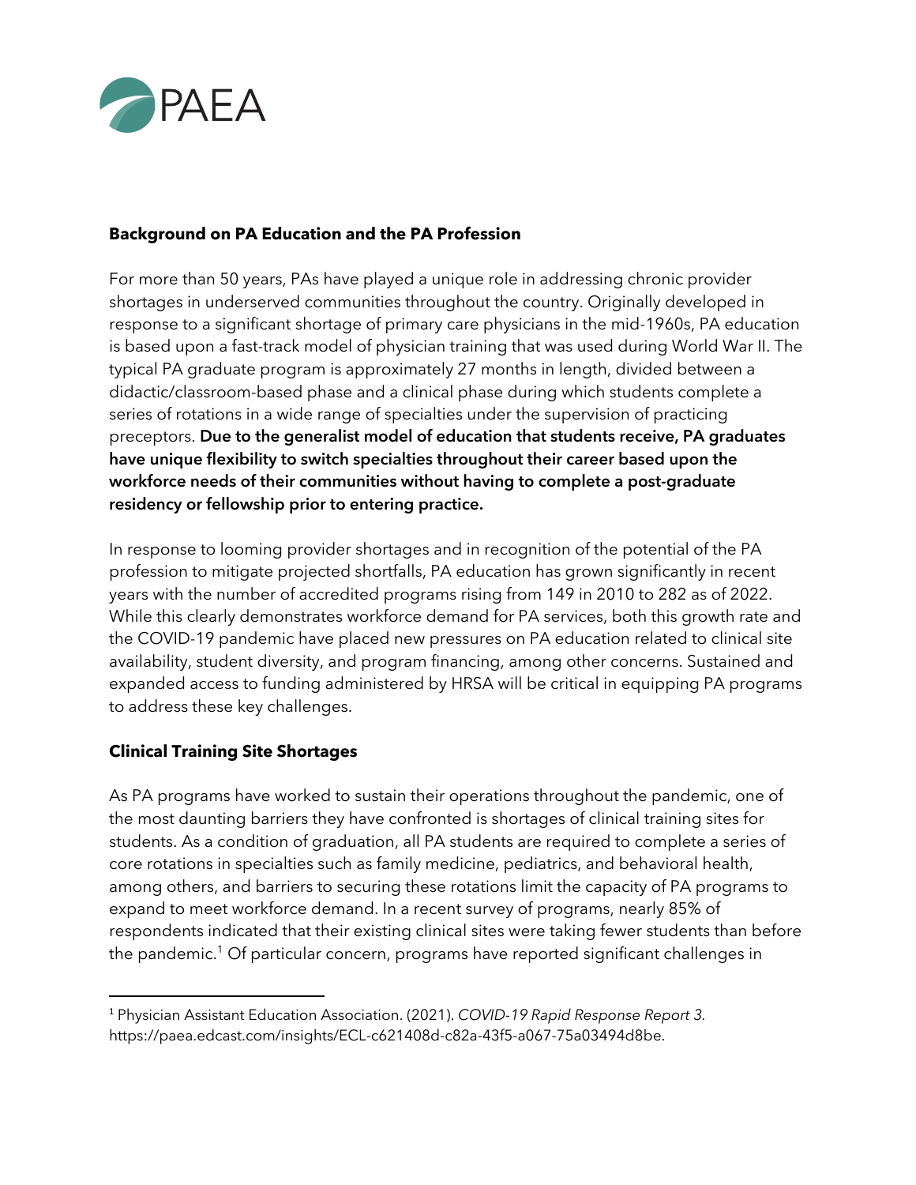PAEA

**Background on PA Education and the PA Profession**

For more than 50 years, PAs have played a unique role in addressing chronic provider shortages in underserved communities throughout the country. Originally developed in response to a significant shortage of primary care physicians in the mid-1960s, PA education is based upon a fast-track model of physician training that was used during World War II. The typical PA graduate program is approximately 27 months in length, divided between a didactic/classroom-based phase and a clinical phase during which students complete a series of rotations in a wide range of specialties under the supervision of practicing preceptors. **Due to the generalist model of education that students receive, PA graduates have unique flexibility to switch specialties throughout their career based upon the workforce needs of their communities without having to complete a post-graduate residency or fellowship prior to entering practice.**

In response to looming provider shortages and in recognition of the potential of the PA profession to mitigate projected shortfalls, PA education has grown significantly in recent years with the number of accredited programs rising from 149 in 2010 to 282 as of 2022. While this clearly demonstrates workforce demand for PA services, both this growth rate and the COVID-19 pandemic have placed new pressures on PA education related to clinical site availability, student diversity, and program financing, among other concerns. Sustained and expanded access to funding administered by HRSA will be critical in equipping PA programs to address these key challenges.

**Clinical Training Site Shortages**

As PA programs have worked to sustain their operations throughout the pandemic, one of the most daunting barriers they have confronted is shortages of clinical training sites for students. As a condition of graduation, all PA students are required to complete a series of core rotations in specialties such as family medicine, pediatrics, and behavioral health, among others, and barriers to securing these rotations limit the capacity of PA programs to expand to meet workforce demand. In a recent survey of programs, nearly 85% of respondents indicated that their existing clinical sites were taking fewer students than before the pandemic.[1] Of particular concern, programs have reported significant challenges in

[1] Physician Assistant Education Association. (2021). *COVID-19 Rapid Response Report 3*. https://paea.edcast.com/insights/ECL-c621408d-c82a-43f5-a067-75a03494d8be.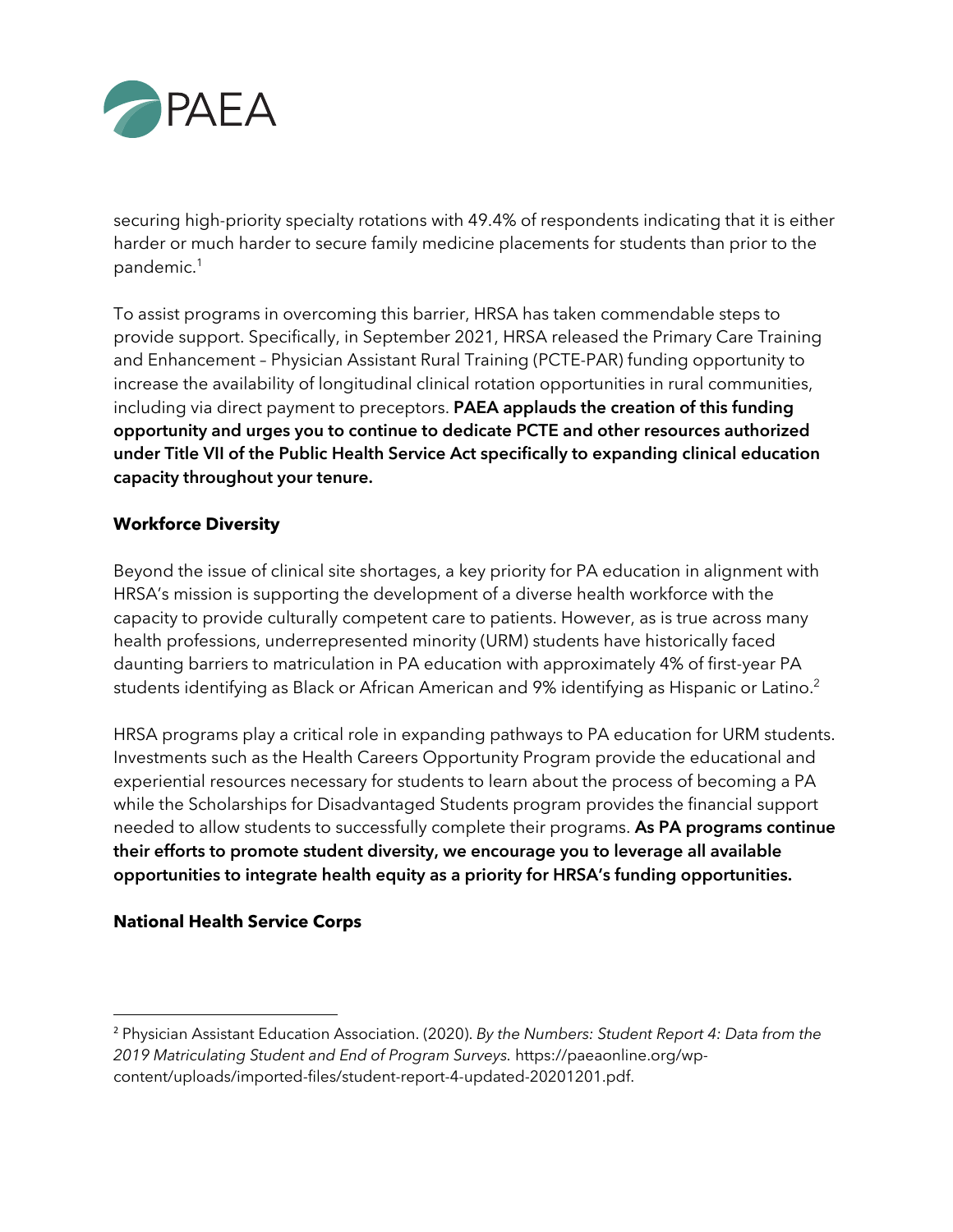securing high-priority specialty rotations with 49.4% of respondents indicating that it is either harder or much harder to secure family medicine placements for students than prior to the pandemic.[1]

To assist programs in overcoming this barrier, HRSA has taken commendable steps to provide support. Specifically, in September 2021, HRSA released the Primary Care Training and Enhancement – Physician Assistant Rural Training (PCTE-PAR) funding opportunity to increase the availability of longitudinal clinical rotation opportunities in rural communities, including via direct payment to preceptors. **PAEA applauds the creation of this funding opportunity and urges you to continue to dedicate PCTE and other resources authorized under Title VII of the Public Health Service Act specifically to expanding clinical education capacity throughout your tenure.**

**Workforce Diversity**

Beyond the issue of clinical site shortages, a key priority for PA education in alignment with HRSA's mission is supporting the development of a diverse health workforce with the capacity to provide culturally competent care to patients. However, as is true across many health professions, underrepresented minority (URM) students have historically faced daunting barriers to matriculation in PA education with approximately 4% of first-year PA students identifying as Black or African American and 9% identifying as Hispanic or Latino.[2]

HRSA programs play a critical role in expanding pathways to PA education for URM students. Investments such as the Health Careers Opportunity Program provide the educational and experiential resources necessary for students to learn about the process of becoming a PA while the Scholarships for Disadvantaged Students program provides the financial support needed to allow students to successfully complete their programs. **As PA programs continue their efforts to promote student diversity, we encourage you to leverage all available opportunities to integrate health equity as a priority for HRSA's funding opportunities.**

**National Health Service Corps**

---

[2] Physician Assistant Education Association. (2020). *By the Numbers: Student Report 4: Data from the 2019 Matriculating Student and End of Program Surveys.* https://paeaonline.org/wp-content/uploads/imported-files/student-report-4-updated-20201201.pdf.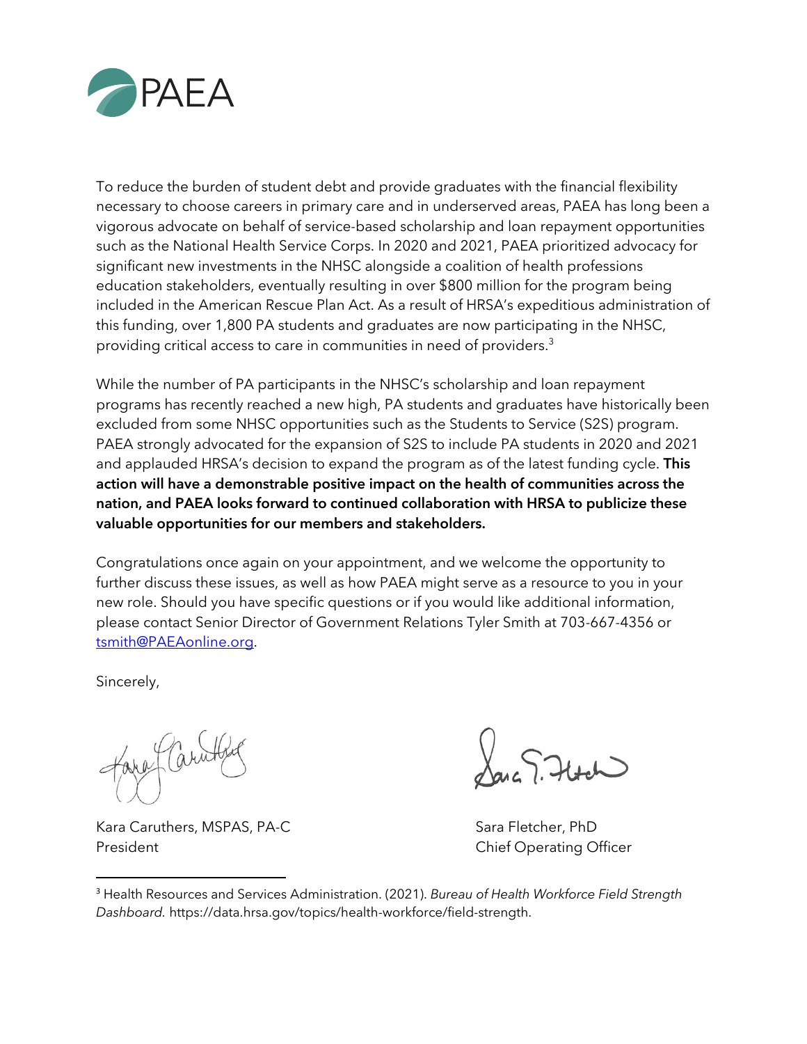To reduce the burden of student debt and provide graduates with the financial flexibility necessary to choose careers in primary care and in underserved areas, PAEA has long been a vigorous advocate on behalf of service-based scholarship and loan repayment opportunities such as the National Health Service Corps. In 2020 and 2021, PAEA prioritized advocacy for significant new investments in the NHSC alongside a coalition of health professions education stakeholders, eventually resulting in over $800 million for the program being included in the American Rescue Plan Act. As a result of HRSA's expeditious administration of this funding, over 1,800 PA students and graduates are now participating in the NHSC, providing critical access to care in communities in need of providers.[3]

While the number of PA participants in the NHSC's scholarship and loan repayment programs has recently reached a new high, PA students and graduates have historically been excluded from some NHSC opportunities such as the Students to Service (S2S) program. PAEA strongly advocated for the expansion of S2S to include PA students in 2020 and 2021 and applauded HRSA's decision to expand the program as of the latest funding cycle. **This action will have a demonstrable positive impact on the health of communities across the nation, and PAEA looks forward to continued collaboration with HRSA to publicize these valuable opportunities for our members and stakeholders.**

Congratulations once again on your appointment, and we welcome the opportunity to further discuss these issues, as well as how PAEA might serve as a resource to you in your new role. Should you have specific questions or if you would like additional information, please contact Senior Director of Government Relations Tyler Smith at 703-667-4356 or [tsmith@PAEAonline.org](mailto:tsmith@PAEAonline.org).

Sincerely,

Kara Caruthers, MSPAS, PA-C
President

Sara Fletcher, PhD
Chief Operating Officer

[3] Health Resources and Services Administration. (2021). *Bureau of Health Workforce Field Strength Dashboard.* https://data.hrsa.gov/topics/health-workforce/field-strength.